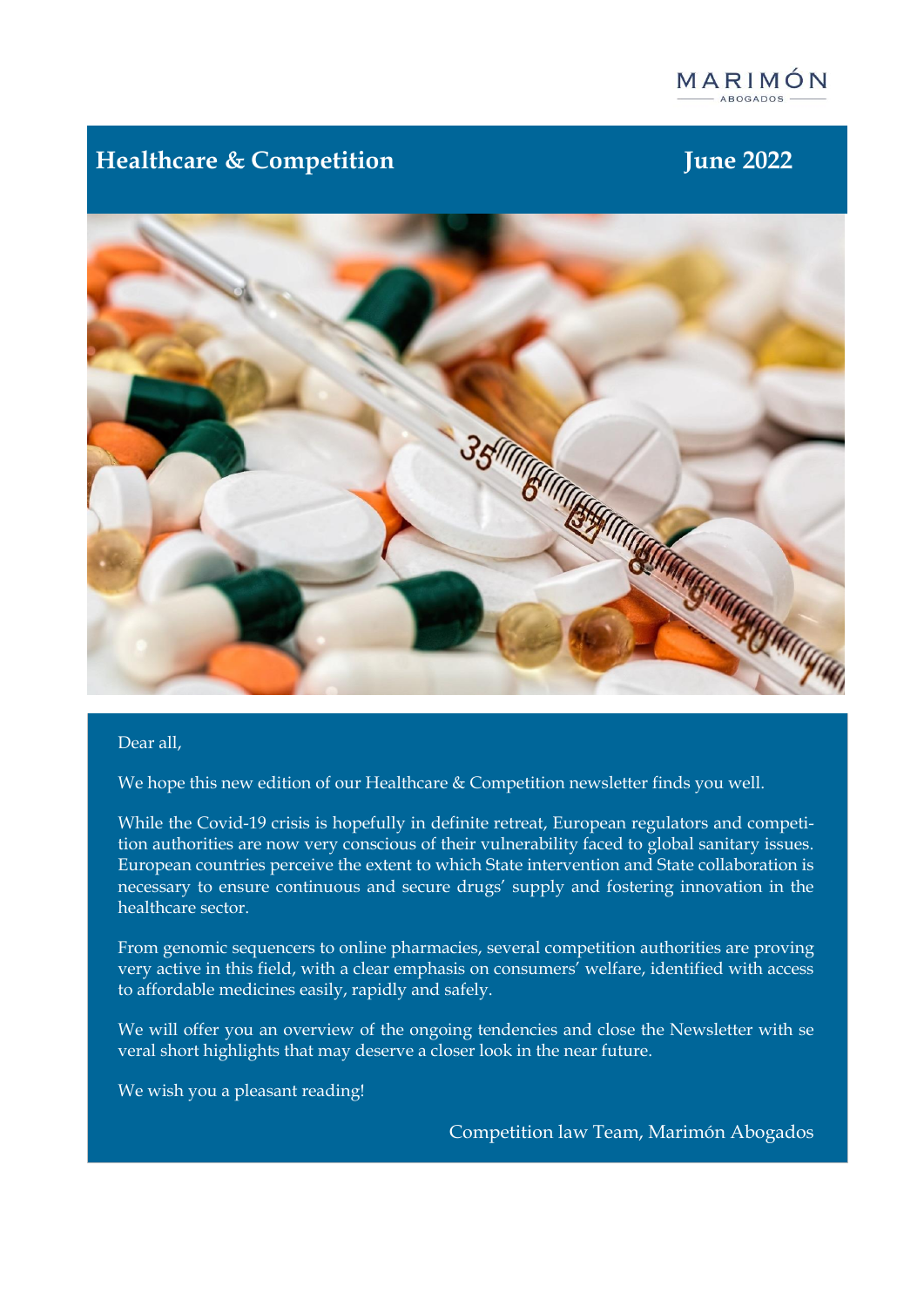MARIMÓN
ABOGADOS

# Healthcare & Competition June 2022

Dear all,

We hope this new edition of our Healthcare & Competition newsletter finds you well.

While the Covid-19 crisis is hopefully in definite retreat, European regulators and competition authorities are now very conscious of their vulnerability faced to global sanitary issues. European countries perceive the extent to which State intervention and State collaboration is necessary to ensure continuous and secure drugs' supply and fostering innovation in the healthcare sector.

From genomic sequencers to online pharmacies, several competition authorities are proving very active in this field, with a clear emphasis on consumers' welfare, identified with access to affordable medicines easily, rapidly and safely.

We will offer you an overview of the ongoing tendencies and close the Newsletter with several short highlights that may deserve a closer look in the near future.

We wish you a pleasant reading!

Competition law Team, Marimón Abogados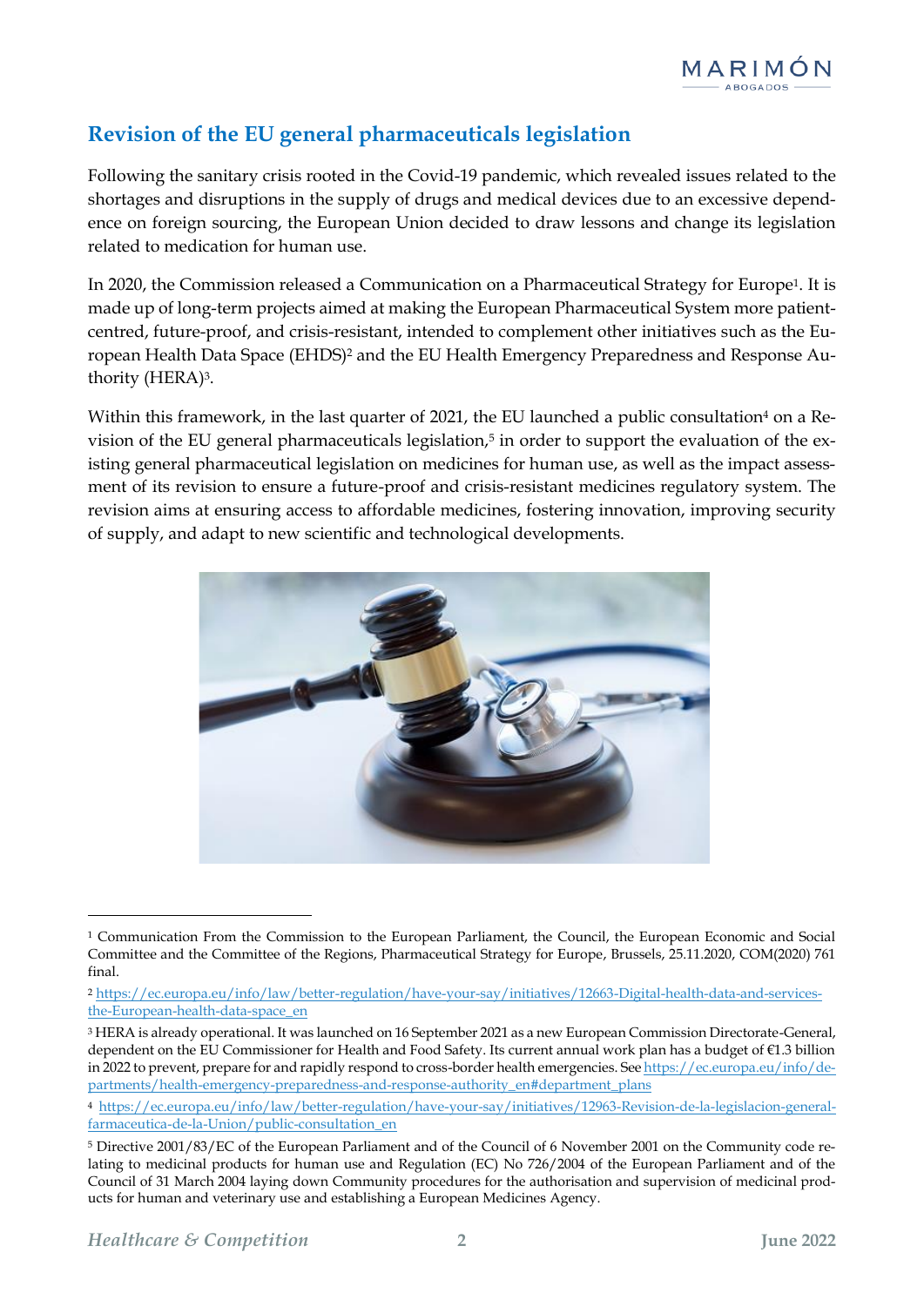## Revision of the EU general pharmaceuticals legislation

Following the sanitary crisis rooted in the Covid-19 pandemic, which revealed issues related to the shortages and disruptions in the supply of drugs and medical devices due to an excessive dependence on foreign sourcing, the European Union decided to draw lessons and change its legislation related to medication for human use.

In 2020, the Commission released a Communication on a Pharmaceutical Strategy for Europe[1]. It is made up of long-term projects aimed at making the European Pharmaceutical System more patient-centred, future-proof, and crisis-resistant, intended to complement other initiatives such as the European Health Data Space (EHDS)[2] and the EU Health Emergency Preparedness and Response Authority (HERA)[3].

Within this framework, in the last quarter of 2021, the EU launched a public consultation[4] on a Revision of the EU general pharmaceuticals legislation,[5] in order to support the evaluation of the existing general pharmaceutical legislation on medicines for human use, as well as the impact assessment of its revision to ensure a future-proof and crisis-resistant medicines regulatory system. The revision aims at ensuring access to affordable medicines, fostering innovation, improving security of supply, and adapt to new scientific and technological developments.

---

[1] Communication From the Commission to the European Parliament, the Council, the European Economic and Social Committee and the Committee of the Regions, Pharmaceutical Strategy for Europe, Brussels, 25.11.2020, COM(2020) 761 final.

[2] https://ec.europa.eu/info/law/better-regulation/have-your-say/initiatives/12663-Digital-health-data-and-services-the-European-health-data-space_en

[3] HERA is already operational. It was launched on 16 September 2021 as a new European Commission Directorate-General, dependent on the EU Commissioner for Health and Food Safety. Its current annual work plan has a budget of €1.3 billion in 2022 to prevent, prepare for and rapidly respond to cross-border health emergencies. See https://ec.europa.eu/info/departments/health-emergency-preparedness-and-response-authority_en#department_plans

[4] https://ec.europa.eu/info/law/better-regulation/have-your-say/initiatives/12963-Revision-de-la-legislacion-general-farmaceutica-de-la-Union/public-consultation_en

[5] Directive 2001/83/EC of the European Parliament and of the Council of 6 November 2001 on the Community code relating to medicinal products for human use and Regulation (EC) No 726/2004 of the European Parliament and of the Council of 31 March 2004 laying down Community procedures for the authorisation and supervision of medicinal products for human and veterinary use and establishing a European Medicines Agency.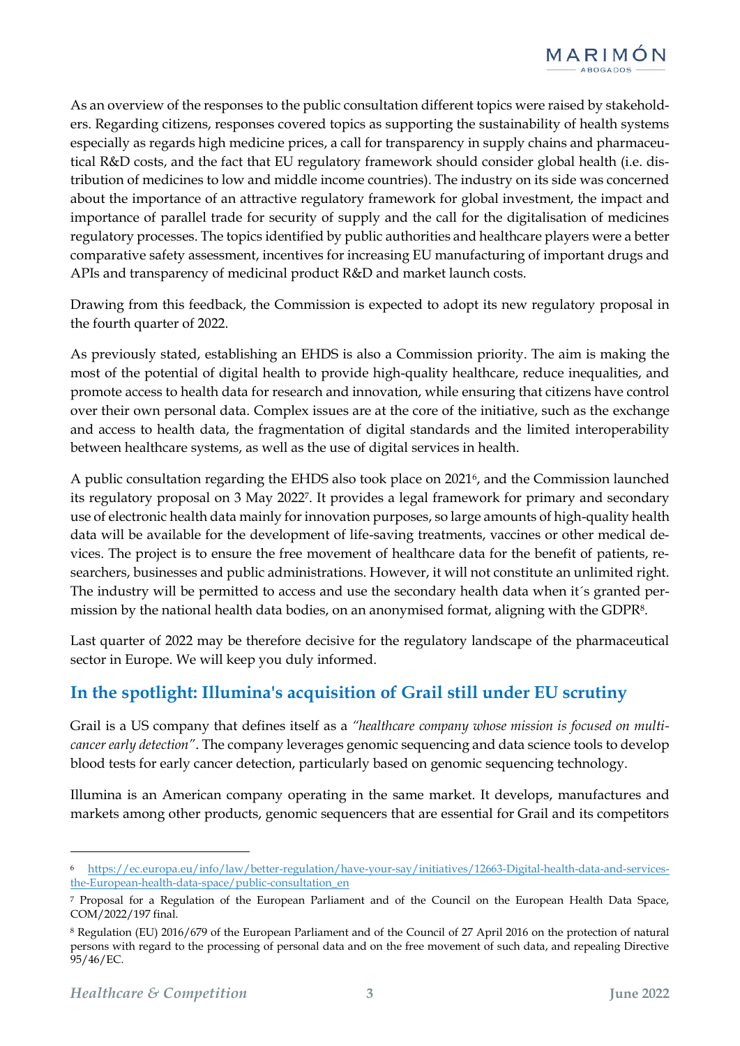As an overview of the responses to the public consultation different topics were raised by stakeholders. Regarding citizens, responses covered topics as supporting the sustainability of health systems especially as regards high medicine prices, a call for transparency in supply chains and pharmaceutical R&D costs, and the fact that EU regulatory framework should consider global health (i.e. distribution of medicines to low and middle income countries). The industry on its side was concerned about the importance of an attractive regulatory framework for global investment, the impact and importance of parallel trade for security of supply and the call for the digitalisation of medicines regulatory processes. The topics identified by public authorities and healthcare players were a better comparative safety assessment, incentives for increasing EU manufacturing of important drugs and APIs and transparency of medicinal product R&D and market launch costs.

Drawing from this feedback, the Commission is expected to adopt its new regulatory proposal in the fourth quarter of 2022.

As previously stated, establishing an EHDS is also a Commission priority. The aim is making the most of the potential of digital health to provide high-quality healthcare, reduce inequalities, and promote access to health data for research and innovation, while ensuring that citizens have control over their own personal data. Complex issues are at the core of the initiative, such as the exchange and access to health data, the fragmentation of digital standards and the limited interoperability between healthcare systems, as well as the use of digital services in health.

A public consultation regarding the EHDS also took place on 2021[6], and the Commission launched its regulatory proposal on 3 May 2022[7]. It provides a legal framework for primary and secondary use of electronic health data mainly for innovation purposes, so large amounts of high-quality health data will be available for the development of life-saving treatments, vaccines or other medical devices. The project is to ensure the free movement of healthcare data for the benefit of patients, researchers, businesses and public administrations. However, it will not constitute an unlimited right. The industry will be permitted to access and use the secondary health data when it´s granted permission by the national health data bodies, on an anonymised format, aligning with the GDPR[8].

Last quarter of 2022 may be therefore decisive for the regulatory landscape of the pharmaceutical sector in Europe. We will keep you duly informed.

## In the spotlight: Illumina's acquisition of Grail still under EU scrutiny

Grail is a US company that defines itself as a *"healthcare company whose mission is focused on multi-cancer early detection"*. The company leverages genomic sequencing and data science tools to develop blood tests for early cancer detection, particularly based on genomic sequencing technology.

Illumina is an American company operating in the same market. It develops, manufactures and markets among other products, genomic sequencers that are essential for Grail and its competitors

---

[6] https://ec.europa.eu/info/law/better-regulation/have-your-say/initiatives/12663-Digital-health-data-and-services-the-European-health-data-space/public-consultation_en

[7] Proposal for a Regulation of the European Parliament and of the Council on the European Health Data Space, COM/2022/197 final.

[8] Regulation (EU) 2016/679 of the European Parliament and of the Council of 27 April 2016 on the protection of natural persons with regard to the processing of personal data and on the free movement of such data, and repealing Directive 95/46/EC.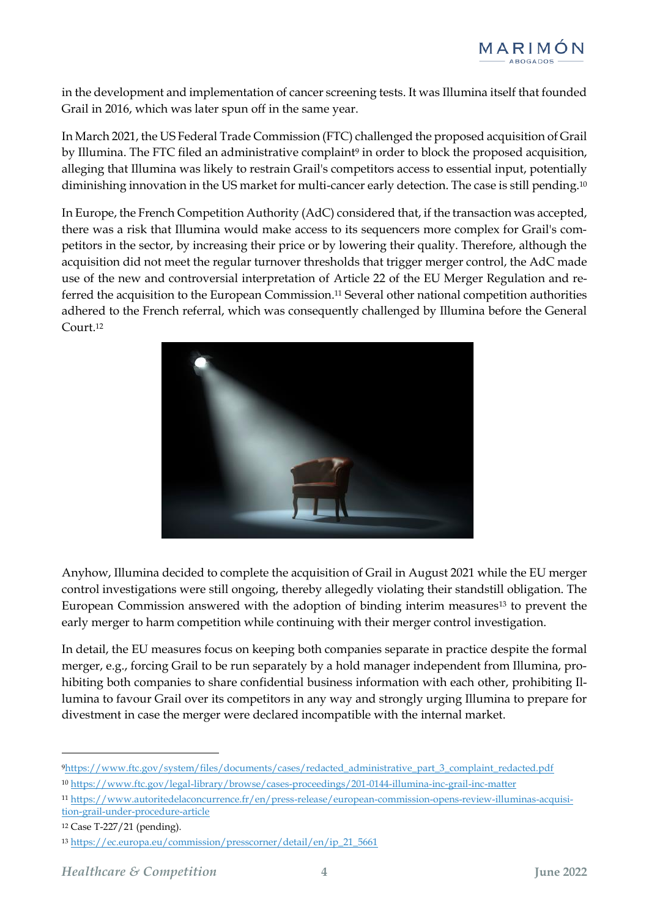in the development and implementation of cancer screening tests. It was Illumina itself that founded Grail in 2016, which was later spun off in the same year.

In March 2021, the US Federal Trade Commission (FTC) challenged the proposed acquisition of Grail by Illumina. The FTC filed an administrative complaint[9] in order to block the proposed acquisition, alleging that Illumina was likely to restrain Grail's competitors access to essential input, potentially diminishing innovation in the US market for multi-cancer early detection. The case is still pending.[10]

In Europe, the French Competition Authority (AdC) considered that, if the transaction was accepted, there was a risk that Illumina would make access to its sequencers more complex for Grail's competitors in the sector, by increasing their price or by lowering their quality. Therefore, although the acquisition did not meet the regular turnover thresholds that trigger merger control, the AdC made use of the new and controversial interpretation of Article 22 of the EU Merger Regulation and referred the acquisition to the European Commission.[11] Several other national competition authorities adhered to the French referral, which was consequently challenged by Illumina before the General Court.[12]

Anyhow, Illumina decided to complete the acquisition of Grail in August 2021 while the EU merger control investigations were still ongoing, thereby allegedly violating their standstill obligation. The European Commission answered with the adoption of binding interim measures[13] to prevent the early merger to harm competition while continuing with their merger control investigation.

In detail, the EU measures focus on keeping both companies separate in practice despite the formal merger, e.g., forcing Grail to be run separately by a hold manager independent from Illumina, prohibiting both companies to share confidential business information with each other, prohibiting Illumina to favour Grail over its competitors in any way and strongly urging Illumina to prepare for divestment in case the merger were declared incompatible with the internal market.

---

[9] https://www.ftc.gov/system/files/documents/cases/redacted_administrative_part_3_complaint_redacted.pdf

[10] https://www.ftc.gov/legal-library/browse/cases-proceedings/201-0144-illumina-inc-grail-inc-matter

[11] https://www.autoritedelaconcurrence.fr/en/press-release/european-commission-opens-review-illuminas-acquisition-grail-under-procedure-article

[12] Case T-227/21 (pending).

[13] https://ec.europa.eu/commission/presscorner/detail/en/ip_21_5661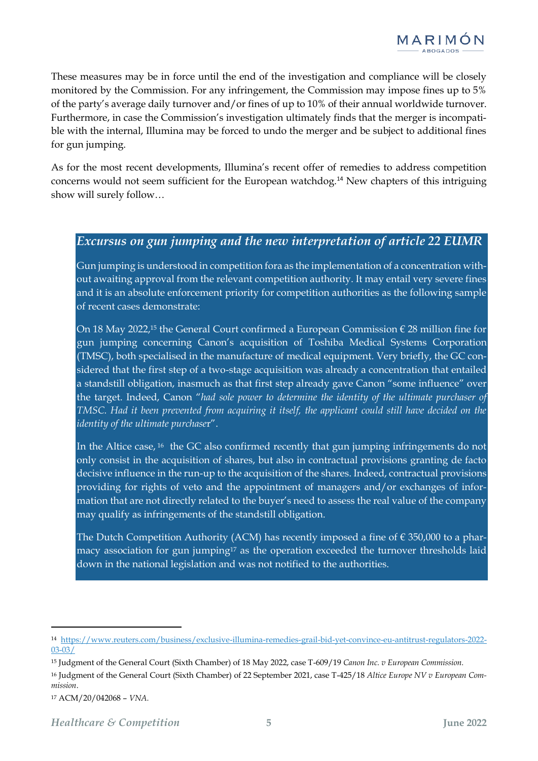These measures may be in force until the end of the investigation and compliance will be closely monitored by the Commission. For any infringement, the Commission may impose fines up to 5% of the party's average daily turnover and/or fines of up to 10% of their annual worldwide turnover. Furthermore, in case the Commission's investigation ultimately finds that the merger is incompatible with the internal, Illumina may be forced to undo the merger and be subject to additional fines for gun jumping.

As for the most recent developments, Illumina's recent offer of remedies to address competition concerns would not seem sufficient for the European watchdog.[14] New chapters of this intriguing show will surely follow…

### *Excursus on gun jumping and the new interpretation of article 22 EUMR*

Gun jumping is understood in competition fora as the implementation of a concentration without awaiting approval from the relevant competition authority. It may entail very severe fines and it is an absolute enforcement priority for competition authorities as the following sample of recent cases demonstrate:

On 18 May 2022,[15] the General Court confirmed a European Commission € 28 million fine for gun jumping concerning Canon's acquisition of Toshiba Medical Systems Corporation (TMSC), both specialised in the manufacture of medical equipment. Very briefly, the GC considered that the first step of a two-stage acquisition was already a concentration that entailed a standstill obligation, inasmuch as that first step already gave Canon "some influence" over the target. Indeed, Canon "*had sole power to determine the identity of the ultimate purchaser of TMSC. Had it been prevented from acquiring it itself, the applicant could still have decided on the identity of the ultimate purchaser*".

In the Altice case,[16] the GC also confirmed recently that gun jumping infringements do not only consist in the acquisition of shares, but also in contractual provisions granting de facto decisive influence in the run-up to the acquisition of the shares. Indeed, contractual provisions providing for rights of veto and the appointment of managers and/or exchanges of information that are not directly related to the buyer's need to assess the real value of the company may qualify as infringements of the standstill obligation.

The Dutch Competition Authority (ACM) has recently imposed a fine of € 350,000 to a pharmacy association for gun jumping[17] as the operation exceeded the turnover thresholds laid down in the national legislation and was not notified to the authorities.

---

[14] https://www.reuters.com/business/exclusive-illumina-remedies-grail-bid-yet-convince-eu-antitrust-regulators-2022-03-03/

[15] Judgment of the General Court (Sixth Chamber) of 18 May 2022, case T-609/19 *Canon Inc. v European Commission*.

[16] Judgment of the General Court (Sixth Chamber) of 22 September 2021, case T-425/18 *Altice Europe NV v European Commission*.

[17] ACM/20/042068 – *VNA*.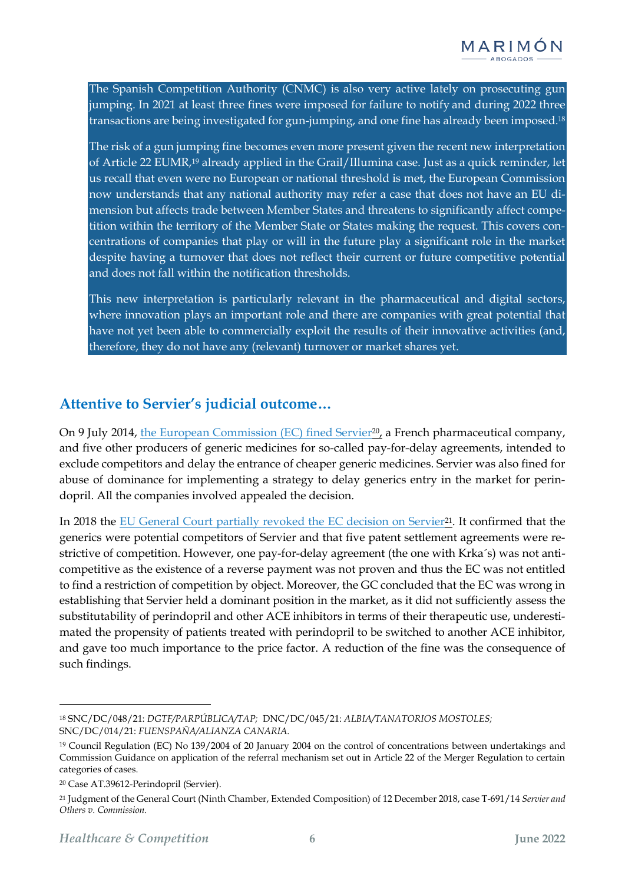The Spanish Competition Authority (CNMC) is also very active lately on prosecuting gun jumping. In 2021 at least three fines were imposed for failure to notify and during 2022 three transactions are being investigated for gun-jumping, and one fine has already been imposed.[18]

The risk of a gun jumping fine becomes even more present given the recent new interpretation of Article 22 EUMR,[19] already applied in the Grail/Illumina case. Just as a quick reminder, let us recall that even were no European or national threshold is met, the European Commission now understands that any national authority may refer a case that does not have an EU dimension but affects trade between Member States and threatens to significantly affect competition within the territory of the Member State or States making the request. This covers concentrations of companies that play or will in the future play a significant role in the market despite having a turnover that does not reflect their current or future competitive potential and does not fall within the notification thresholds.

This new interpretation is particularly relevant in the pharmaceutical and digital sectors, where innovation plays an important role and there are companies with great potential that have not yet been able to commercially exploit the results of their innovative activities (and, therefore, they do not have any (relevant) turnover or market shares yet.

## Attentive to Servier's judicial outcome…

On 9 July 2014, the European Commission (EC) fined Servier[20], a French pharmaceutical company, and five other producers of generic medicines for so-called pay-for-delay agreements, intended to exclude competitors and delay the entrance of cheaper generic medicines. Servier was also fined for abuse of dominance for implementing a strategy to delay generics entry in the market for perindopril. All the companies involved appealed the decision.

In 2018 the EU General Court partially revoked the EC decision on Servier[21]. It confirmed that the generics were potential competitors of Servier and that five patent settlement agreements were restrictive of competition. However, one pay-for-delay agreement (the one with Krka´s) was not anticompetitive as the existence of a reverse payment was not proven and thus the EC was not entitled to find a restriction of competition by object. Moreover, the GC concluded that the EC was wrong in establishing that Servier held a dominant position in the market, as it did not sufficiently assess the substitutability of perindopril and other ACE inhibitors in terms of their therapeutic use, underestimated the propensity of patients treated with perindopril to be switched to another ACE inhibitor, and gave too much importance to the price factor. A reduction of the fine was the consequence of such findings.

---

[18] SNC/DC/048/21: *DGTF/PARPÚBLICA/TAP;* DNC/DC/045/21: *ALBIA/TANATORIOS MOSTOLES;* SNC/DC/014/21: *FUENSPAÑA/ALIANZA CANARIA.*

[19] Council Regulation (EC) No 139/2004 of 20 January 2004 on the control of concentrations between undertakings and Commission Guidance on application of the referral mechanism set out in Article 22 of the Merger Regulation to certain categories of cases.

[20] Case AT.39612-Perindopril (Servier).

[21] Judgment of the General Court (Ninth Chamber, Extended Composition) of 12 December 2018, case T-691/14 *Servier and Others v. Commission.*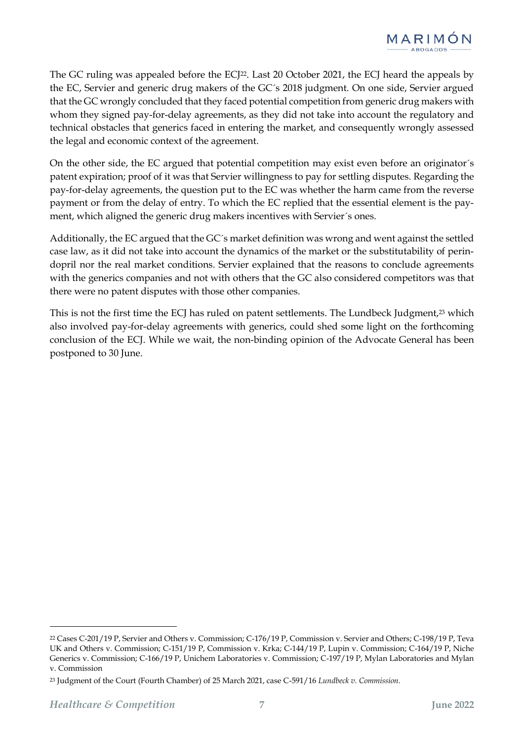The GC ruling was appealed before the ECJ[22]. Last 20 October 2021, the ECJ heard the appeals by the EC, Servier and generic drug makers of the GC´s 2018 judgment. On one side, Servier argued that the GC wrongly concluded that they faced potential competition from generic drug makers with whom they signed pay-for-delay agreements, as they did not take into account the regulatory and technical obstacles that generics faced in entering the market, and consequently wrongly assessed the legal and economic context of the agreement.

On the other side, the EC argued that potential competition may exist even before an originator´s patent expiration; proof of it was that Servier willingness to pay for settling disputes. Regarding the pay-for-delay agreements, the question put to the EC was whether the harm came from the reverse payment or from the delay of entry. To which the EC replied that the essential element is the payment, which aligned the generic drug makers incentives with Servier´s ones.

Additionally, the EC argued that the GC´s market definition was wrong and went against the settled case law, as it did not take into account the dynamics of the market or the substitutability of perindopril nor the real market conditions. Servier explained that the reasons to conclude agreements with the generics companies and not with others that the GC also considered competitors was that there were no patent disputes with those other companies.

This is not the first time the ECJ has ruled on patent settlements. The Lundbeck Judgment,[23] which also involved pay-for-delay agreements with generics, could shed some light on the forthcoming conclusion of the ECJ. While we wait, the non-binding opinion of the Advocate General has been postponed to 30 June.

---

[22] Cases C-201/19 P, Servier and Others v. Commission; C-176/19 P, Commission v. Servier and Others; C-198/19 P, Teva UK and Others v. Commission; C-151/19 P, Commission v. Krka; C-144/19 P, Lupin v. Commission; C-164/19 P, Niche Generics v. Commission; C-166/19 P, Unichem Laboratories v. Commission; C-197/19 P, Mylan Laboratories and Mylan v. Commission

[23] Judgment of the Court (Fourth Chamber) of 25 March 2021, case C-591/16 *Lundbeck v. Commission*.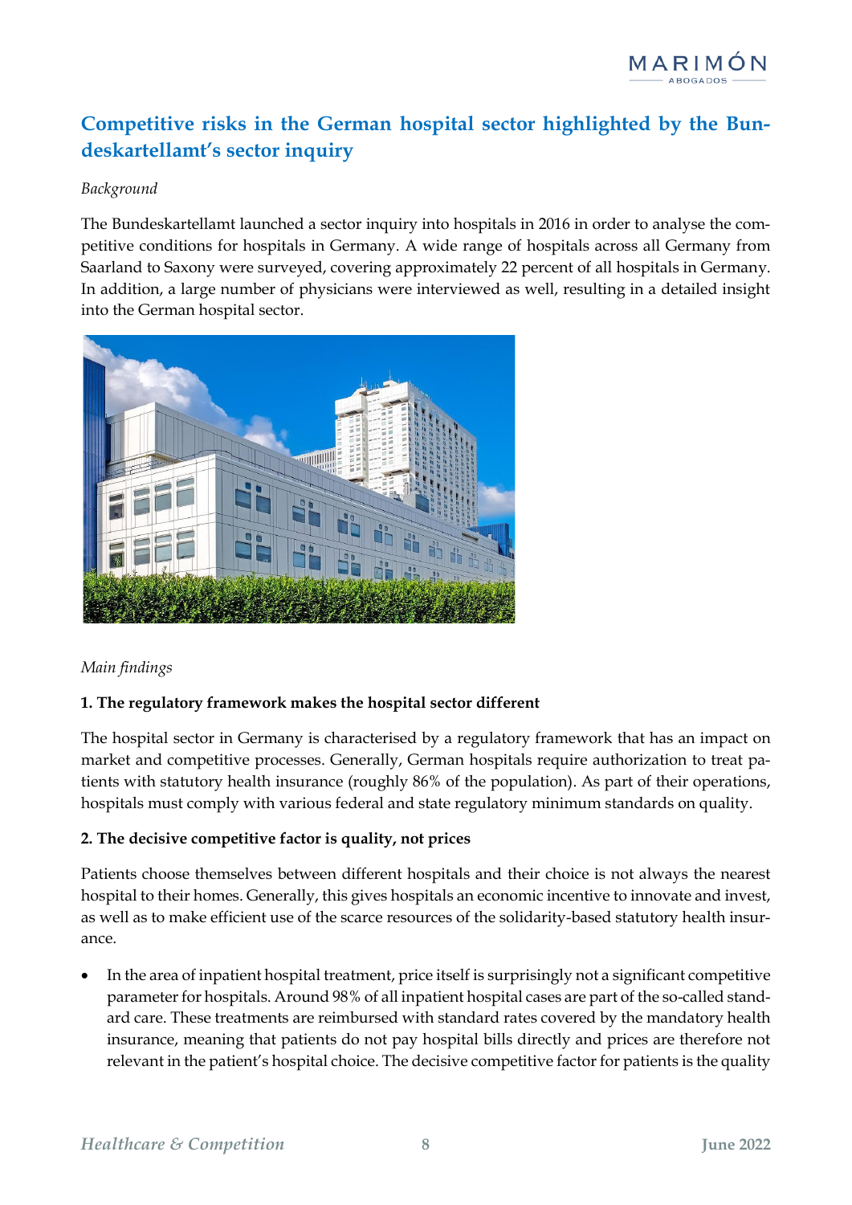## Competitive risks in the German hospital sector highlighted by the Bundeskartellamt's sector inquiry

*Background*

The Bundeskartellamt launched a sector inquiry into hospitals in 2016 in order to analyse the competitive conditions for hospitals in Germany. A wide range of hospitals across all Germany from Saarland to Saxony were surveyed, covering approximately 22 percent of all hospitals in Germany. In addition, a large number of physicians were interviewed as well, resulting in a detailed insight into the German hospital sector.

*Main findings*

**1. The regulatory framework makes the hospital sector different**

The hospital sector in Germany is characterised by a regulatory framework that has an impact on market and competitive processes. Generally, German hospitals require authorization to treat patients with statutory health insurance (roughly 86% of the population). As part of their operations, hospitals must comply with various federal and state regulatory minimum standards on quality.

**2. The decisive competitive factor is quality, not prices**

Patients choose themselves between different hospitals and their choice is not always the nearest hospital to their homes. Generally, this gives hospitals an economic incentive to innovate and invest, as well as to make efficient use of the scarce resources of the solidarity-based statutory health insurance.

- In the area of inpatient hospital treatment, price itself is surprisingly not a significant competitive parameter for hospitals. Around 98% of all inpatient hospital cases are part of the so-called standard care. These treatments are reimbursed with standard rates covered by the mandatory health insurance, meaning that patients do not pay hospital bills directly and prices are therefore not relevant in the patient's hospital choice. The decisive competitive factor for patients is the quality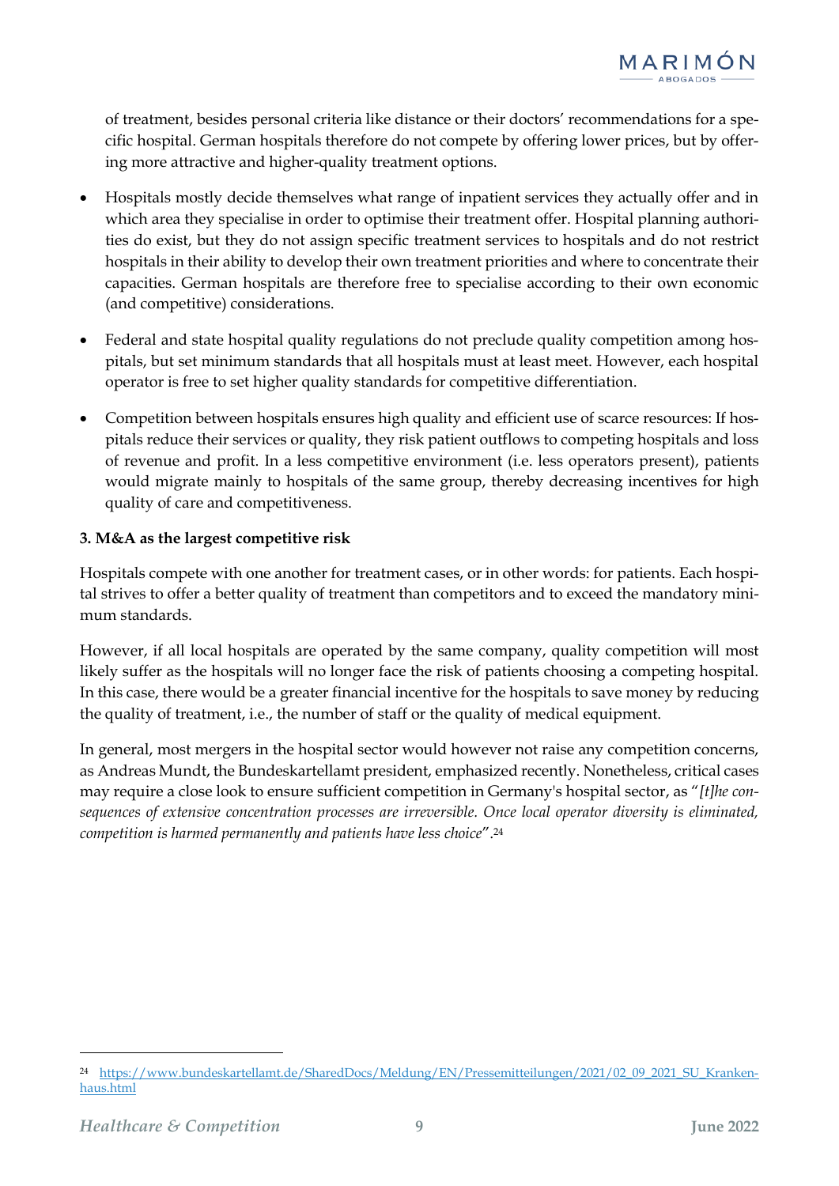of treatment, besides personal criteria like distance or their doctors' recommendations for a specific hospital. German hospitals therefore do not compete by offering lower prices, but by offering more attractive and higher-quality treatment options.

- Hospitals mostly decide themselves what range of inpatient services they actually offer and in which area they specialise in order to optimise their treatment offer. Hospital planning authorities do exist, but they do not assign specific treatment services to hospitals and do not restrict hospitals in their ability to develop their own treatment priorities and where to concentrate their capacities. German hospitals are therefore free to specialise according to their own economic (and competitive) considerations.
- Federal and state hospital quality regulations do not preclude quality competition among hospitals, but set minimum standards that all hospitals must at least meet. However, each hospital operator is free to set higher quality standards for competitive differentiation.
- Competition between hospitals ensures high quality and efficient use of scarce resources: If hospitals reduce their services or quality, they risk patient outflows to competing hospitals and loss of revenue and profit. In a less competitive environment (i.e. less operators present), patients would migrate mainly to hospitals of the same group, thereby decreasing incentives for high quality of care and competitiveness.

**3. M&A as the largest competitive risk**

Hospitals compete with one another for treatment cases, or in other words: for patients. Each hospital strives to offer a better quality of treatment than competitors and to exceed the mandatory minimum standards.

However, if all local hospitals are operated by the same company, quality competition will most likely suffer as the hospitals will no longer face the risk of patients choosing a competing hospital. In this case, there would be a greater financial incentive for the hospitals to save money by reducing the quality of treatment, i.e., the number of staff or the quality of medical equipment.

In general, most mergers in the hospital sector would however not raise any competition concerns, as Andreas Mundt, the Bundeskartellamt president, emphasized recently. Nonetheless, critical cases may require a close look to ensure sufficient competition in Germany's hospital sector, as "*[t]he consequences of extensive concentration processes are irreversible. Once local operator diversity is eliminated, competition is harmed permanently and patients have less choice*".[24]

[24] https://www.bundeskartellamt.de/SharedDocs/Meldung/EN/Pressemitteilungen/2021/02_09_2021_SU_Krankenhaus.html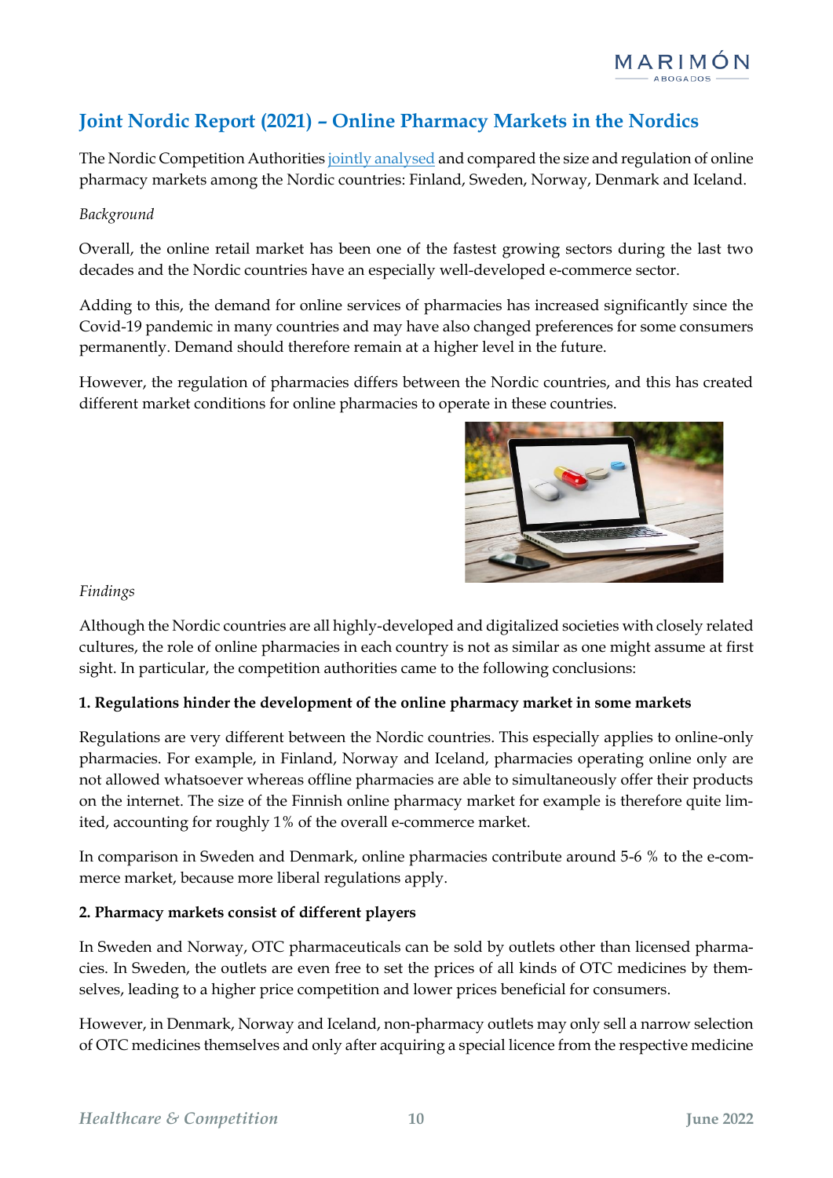## Joint Nordic Report (2021) – Online Pharmacy Markets in the Nordics

The Nordic Competition Authorities jointly analysed and compared the size and regulation of online pharmacy markets among the Nordic countries: Finland, Sweden, Norway, Denmark and Iceland.

*Background*

Overall, the online retail market has been one of the fastest growing sectors during the last two decades and the Nordic countries have an especially well-developed e-commerce sector.

Adding to this, the demand for online services of pharmacies has increased significantly since the Covid-19 pandemic in many countries and may have also changed preferences for some consumers permanently. Demand should therefore remain at a higher level in the future.

However, the regulation of pharmacies differs between the Nordic countries, and this has created different market conditions for online pharmacies to operate in these countries.

*Findings*

Although the Nordic countries are all highly-developed and digitalized societies with closely related cultures, the role of online pharmacies in each country is not as similar as one might assume at first sight. In particular, the competition authorities came to the following conclusions:

**1. Regulations hinder the development of the online pharmacy market in some markets**

Regulations are very different between the Nordic countries. This especially applies to online-only pharmacies. For example, in Finland, Norway and Iceland, pharmacies operating online only are not allowed whatsoever whereas offline pharmacies are able to simultaneously offer their products on the internet. The size of the Finnish online pharmacy market for example is therefore quite limited, accounting for roughly 1% of the overall e-commerce market.

In comparison in Sweden and Denmark, online pharmacies contribute around 5-6 % to the e-commerce market, because more liberal regulations apply.

**2. Pharmacy markets consist of different players**

In Sweden and Norway, OTC pharmaceuticals can be sold by outlets other than licensed pharmacies. In Sweden, the outlets are even free to set the prices of all kinds of OTC medicines by themselves, leading to a higher price competition and lower prices beneficial for consumers.

However, in Denmark, Norway and Iceland, non-pharmacy outlets may only sell a narrow selection of OTC medicines themselves and only after acquiring a special licence from the respective medicine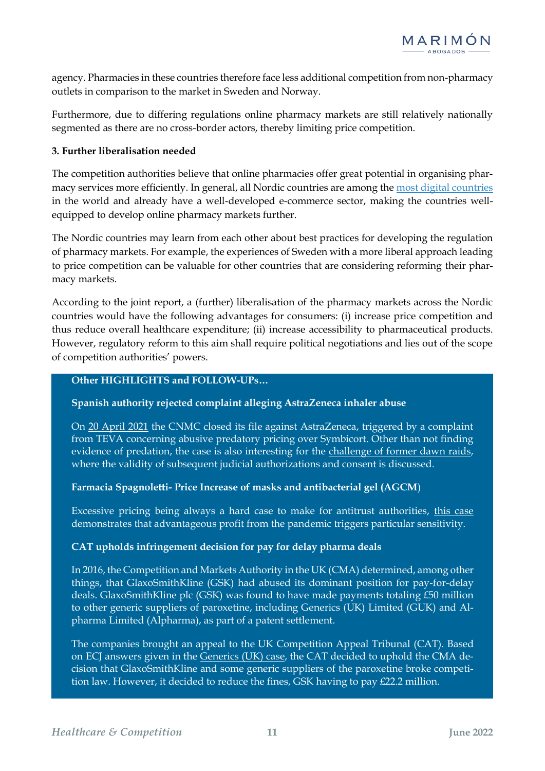agency. Pharmacies in these countries therefore face less additional competition from non-pharmacy outlets in comparison to the market in Sweden and Norway.

Furthermore, due to differing regulations online pharmacy markets are still relatively nationally segmented as there are no cross-border actors, thereby limiting price competition.

**3. Further liberalisation needed**

The competition authorities believe that online pharmacies offer great potential in organising pharmacy services more efficiently. In general, all Nordic countries are among the most digital countries in the world and already have a well-developed e-commerce sector, making the countries well-equipped to develop online pharmacy markets further.

The Nordic countries may learn from each other about best practices for developing the regulation of pharmacy markets. For example, the experiences of Sweden with a more liberal approach leading to price competition can be valuable for other countries that are considering reforming their pharmacy markets.

According to the joint report, a (further) liberalisation of the pharmacy markets across the Nordic countries would have the following advantages for consumers: (i) increase price competition and thus reduce overall healthcare expenditure; (ii) increase accessibility to pharmaceutical products. However, regulatory reform to this aim shall require political negotiations and lies out of the scope of competition authorities' powers.

**Other HIGHLIGHTS and FOLLOW-UPs…**

**Spanish authority rejected complaint alleging AstraZeneca inhaler abuse**

On 20 April 2021 the CNMC closed its file against AstraZeneca, triggered by a complaint from TEVA concerning abusive predatory pricing over Symbicort. Other than not finding evidence of predation, the case is also interesting for the challenge of former dawn raids, where the validity of subsequent judicial authorizations and consent is discussed.

**Farmacia Spagnoletti- Price Increase of masks and antibacterial gel (AGCM)**

Excessive pricing being always a hard case to make for antitrust authorities, this case demonstrates that advantageous profit from the pandemic triggers particular sensitivity.

**CAT upholds infringement decision for pay for delay pharma deals**

In 2016, the Competition and Markets Authority in the UK (CMA) determined, among other things, that GlaxoSmithKline (GSK) had abused its dominant position for pay-for-delay deals. GlaxoSmithKline plc (GSK) was found to have made payments totaling £50 million to other generic suppliers of paroxetine, including Generics (UK) Limited (GUK) and Alpharma Limited (Alpharma), as part of a patent settlement.

The companies brought an appeal to the UK Competition Appeal Tribunal (CAT). Based on ECJ answers given in the Generics (UK) case, the CAT decided to uphold the CMA decision that GlaxoSmithKline and some generic suppliers of the paroxetine broke competition law. However, it decided to reduce the fines, GSK having to pay £22.2 million.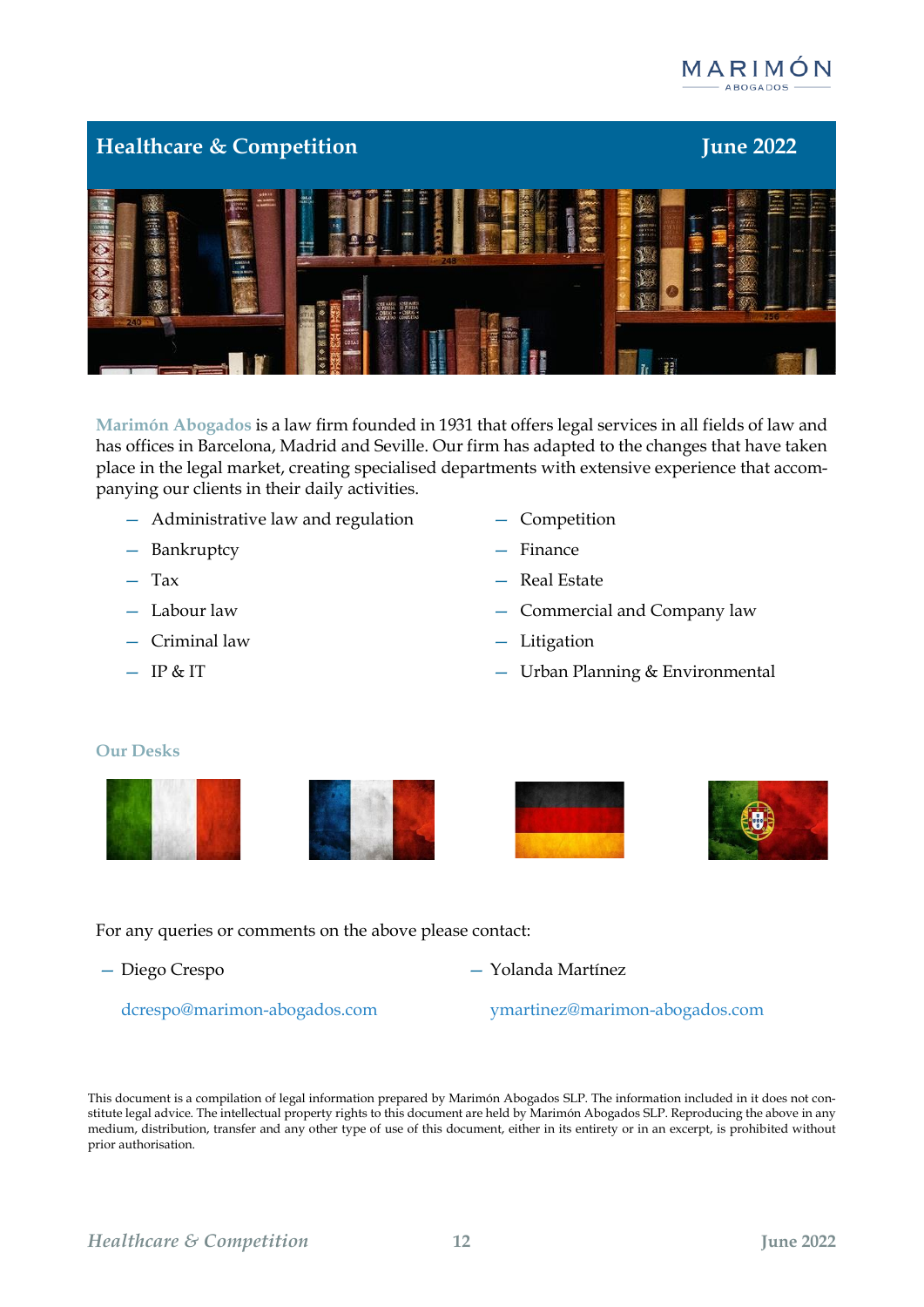# Healthcare & Competition

June 2022

**Marimón Abogados** is a law firm founded in 1931 that offers legal services in all fields of law and has offices in Barcelona, Madrid and Seville. Our firm has adapted to the changes that have taken place in the legal market, creating specialised departments with extensive experience that accompanying our clients in their daily activities.

- Administrative law and regulation
- Bankruptcy
- Tax
- Labour law
- Criminal law
- IP & IT
- Competition
- Finance
- Real Estate
- Commercial and Company law
- Litigation
- Urban Planning & Environmental

## Our Desks

For any queries or comments on the above please contact:

- Diego Crespo
  dcrespo@marimon-abogados.com
- Yolanda Martínez
  ymartinez@marimon-abogados.com

This document is a compilation of legal information prepared by Marimón Abogados SLP. The information included in it does not constitute legal advice. The intellectual property rights to this document are held by Marimón Abogados SLP. Reproducing the above in any medium, distribution, transfer and any other type of use of this document, either in its entirety or in an excerpt, is prohibited without prior authorisation.